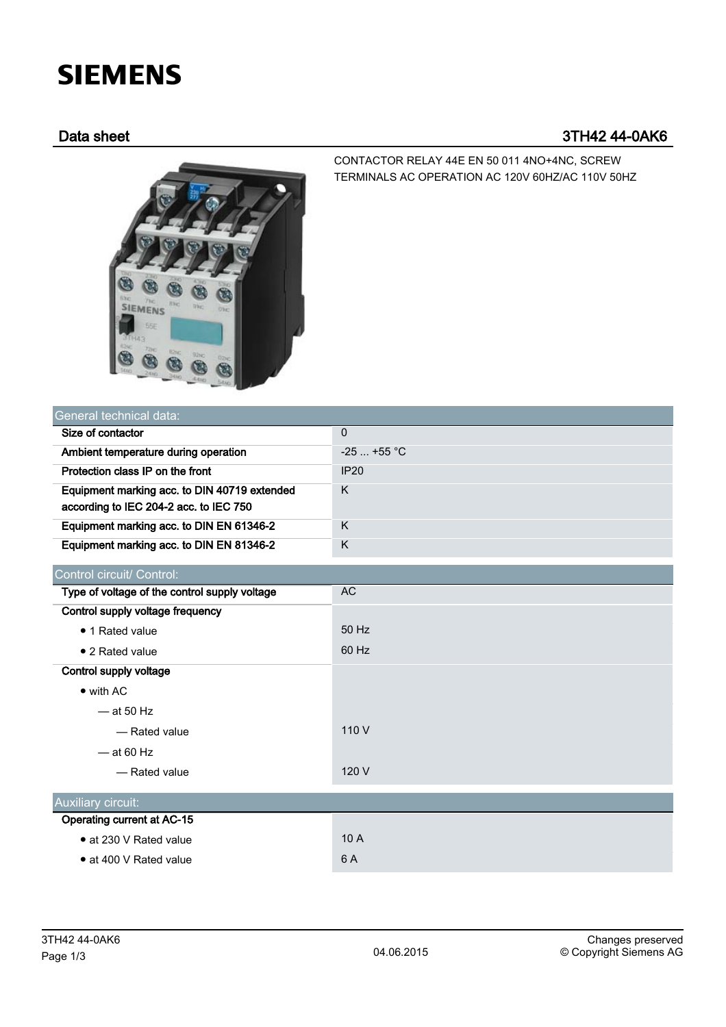SIEMENS

# Data sheet 3TH42 44-0AK6

CONTACTOR RELAY 44E EN 50 011 4NO+4NC, SCREW TERMINALS AC OPERATION AC 120V 60HZ/AC 110V 50HZ

| General technical data: | |
|---|---|
| Size of contactor | 0 |
| Ambient temperature during operation | -25 ... +55 °C |
| Protection class IP on the front | IP20 |
| Equipment marking acc. to DIN 40719 extended according to IEC 204-2 acc. to IEC 750 | K |
| Equipment marking acc. to DIN EN 61346-2 | K |
| Equipment marking acc. to DIN EN 81346-2 | K |

| Control circuit/ Control: | |
|---|---|
| Type of voltage of the control supply voltage | AC |
| Control supply voltage frequency | |
| • 1 Rated value | 50 Hz |
| • 2 Rated value | 60 Hz |
| Control supply voltage | |
| • with AC | |
| — at 50 Hz | |
| — Rated value | 110 V |
| — at 60 Hz | |
| — Rated value | 120 V |

| Auxiliary circuit: | |
|---|---|
| Operating current at AC-15 | |
| • at 230 V Rated value | 10 A |
| • at 400 V Rated value | 6 A |

04.06.2015

Changes preserved
© Copyright Siemens AG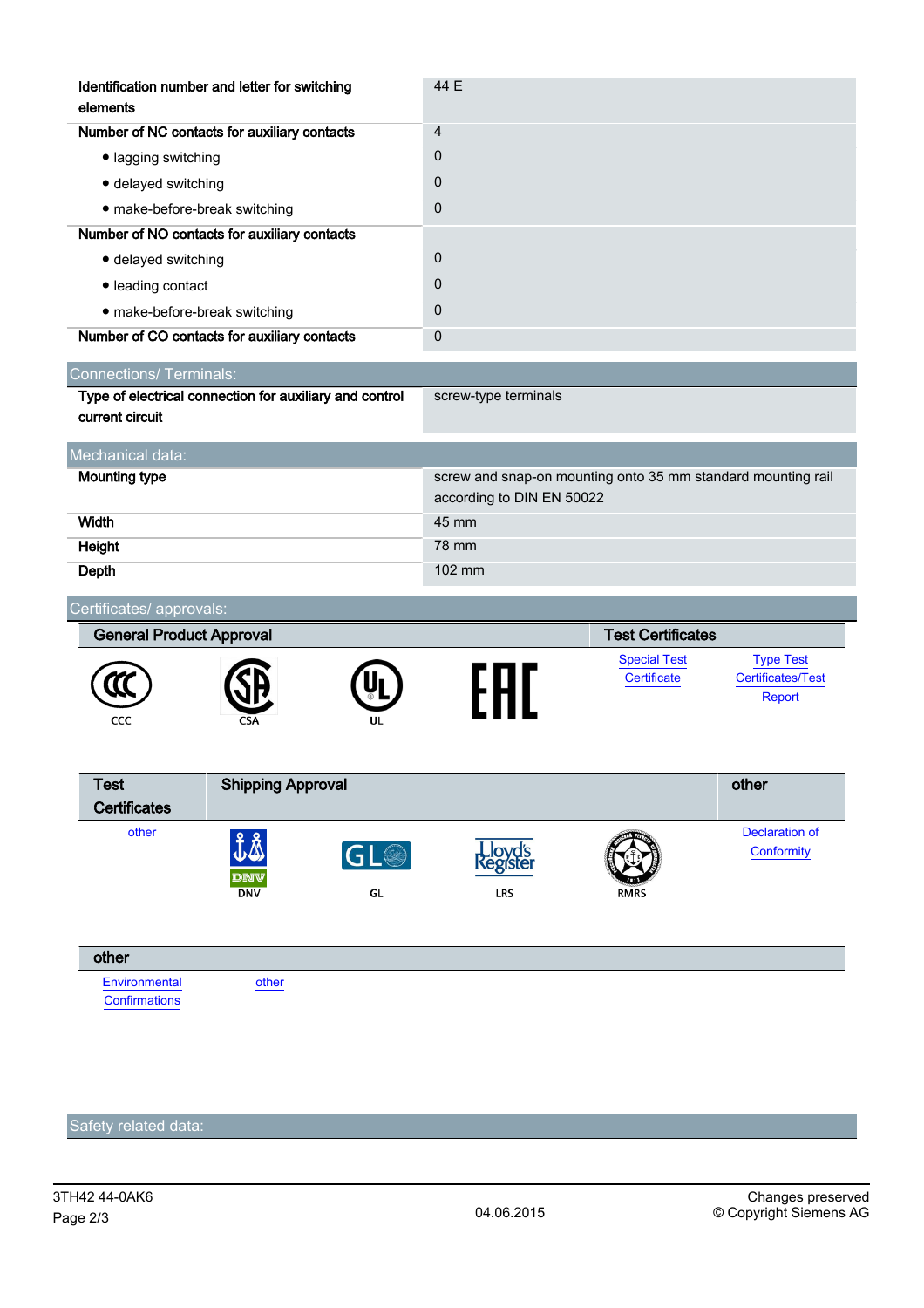| | |
|---|---|
| Identification number and letter for switching elements | 44 E |
| Number of NC contacts for auxiliary contacts | 4 |
| • lagging switching | 0 |
| • delayed switching | 0 |
| • make-before-break switching | 0 |
| Number of NO contacts for auxiliary contacts | |
| • delayed switching | 0 |
| • leading contact | 0 |
| • make-before-break switching | 0 |
| Number of CO contacts for auxiliary contacts | 0 |

## Connections/ Terminals:

| | |
|---|---|
| Type of electrical connection for auxiliary and control current circuit | screw-type terminals |

## Mechanical data:

| | |
|---|---|
| Mounting type | screw and snap-on mounting onto 35 mm standard mounting rail according to DIN EN 50022 |
| Width | 45 mm |
| Height | 78 mm |
| Depth | 102 mm |

## Certificates/ approvals:

| General Product Approval | | | | Test Certificates | |
|---|---|---|---|---|---|
| CCC | CSA | UL | EAC | Special Test Certificate | Type Test Certificates/Test Report |

| Test Certificates | Shipping Approval | | | | other |
|---|---|---|---|---|---|
| other | DNV | GL | LRS | RMRS | Declaration of Conformity |

| other | |
|---|---|
| Environmental Confirmations | other |

## Safety related data: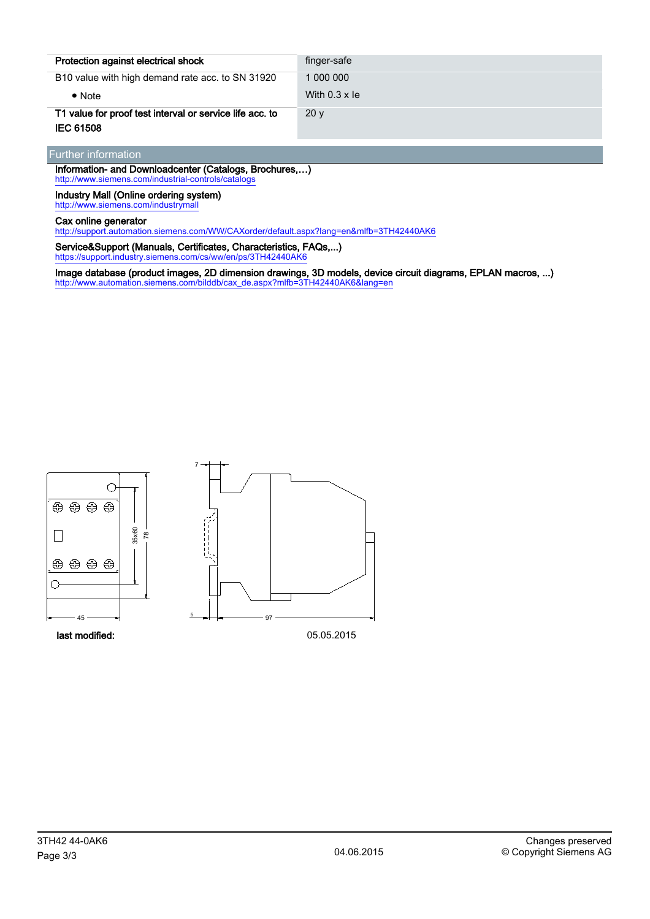| | |
|---|---|
| **Protection against electrical shock** | finger-safe |
| B10 value with high demand rate acc. to SN 31920 | 1 000 000 |
| • Note | With 0.3 x Ie |
| **T1 value for proof test interval or service life acc. to IEC 61508** | 20 y |

## Further information

**Information- and Downloadcenter (Catalogs, Brochures,…)**
http://www.siemens.com/industrial-controls/catalogs

**Industry Mall (Online ordering system)**
http://www.siemens.com/industrymall

**Cax online generator**
http://support.automation.siemens.com/WW/CAXorder/default.aspx?lang=en&mlfb=3TH42440AK6

**Service&Support (Manuals, Certificates, Characteristics, FAQs,...)**
https://support.industry.siemens.com/cs/ww/en/ps/3TH42440AK6

**Image database (product images, 2D dimension drawings, 3D models, device circuit diagrams, EPLAN macros, ...)**
http://www.automation.siemens.com/bilddb/cax_de.aspx?mlfb=3TH42440AK6&lang=en

7
35x60
78
45
5
97

**last modified:** 05.05.2015